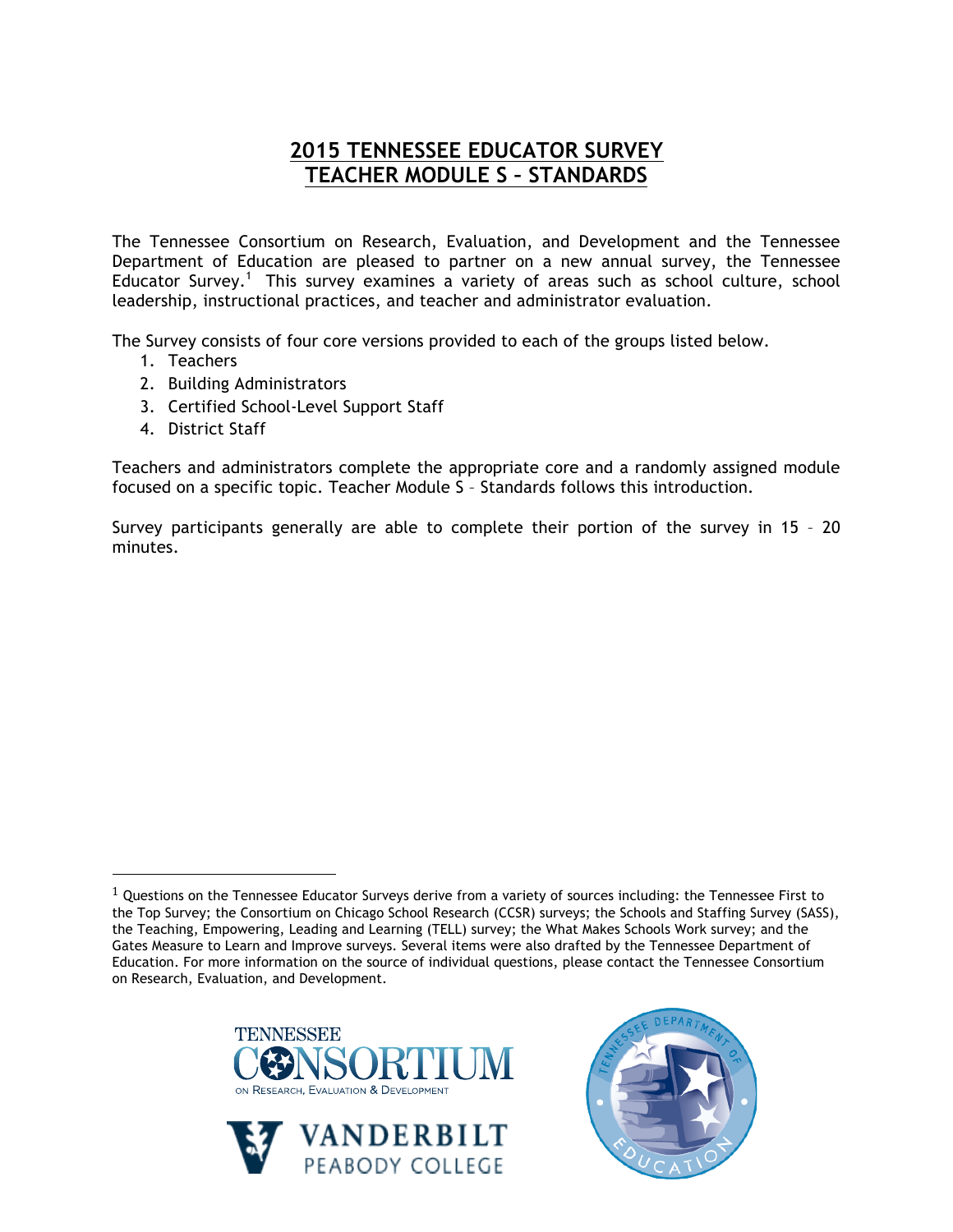# 2015 TENNESSEE EDUCATOR SURVEY
# TEACHER MODULE S – STANDARDS

The Tennessee Consortium on Research, Evaluation, and Development and the Tennessee Department of Education are pleased to partner on a new annual survey, the Tennessee Educator Survey.[1] This survey examines a variety of areas such as school culture, school leadership, instructional practices, and teacher and administrator evaluation.

The Survey consists of four core versions provided to each of the groups listed below.

1. Teachers
2. Building Administrators
3. Certified School-Level Support Staff
4. District Staff

Teachers and administrators complete the appropriate core and a randomly assigned module focused on a specific topic. Teacher Module S – Standards follows this introduction.

Survey participants generally are able to complete their portion of the survey in 15 – 20 minutes.

---

[1] Questions on the Tennessee Educator Surveys derive from a variety of sources including: the Tennessee First to the Top Survey; the Consortium on Chicago School Research (CCSR) surveys; the Schools and Staffing Survey (SASS), the Teaching, Empowering, Leading and Learning (TELL) survey; the What Makes Schools Work survey; and the Gates Measure to Learn and Improve surveys. Several items were also drafted by the Tennessee Department of Education. For more information on the source of individual questions, please contact the Tennessee Consortium on Research, Evaluation, and Development.

TENNESSEE CONSORTIUM ON RESEARCH, EVALUATION & DEVELOPMENT

VANDERBILT PEABODY COLLEGE

TENNESSEE DEPARTMENT OF EDUCATION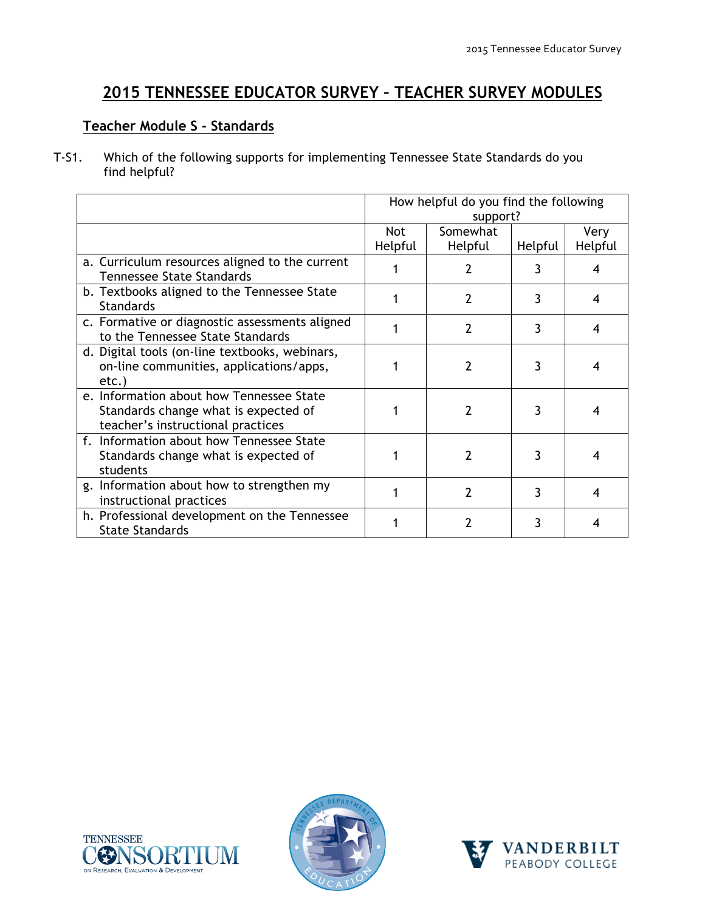# 2015 TENNESSEE EDUCATOR SURVEY – TEACHER SURVEY MODULES

## Teacher Module S - Standards

T-S1. Which of the following supports for implementing Tennessee State Standards do you find helpful?

| | How helpful do you find the following support? | | | |
|---|---|---|---|---|
| | Not Helpful | Somewhat Helpful | Helpful | Very Helpful |
| a. Curriculum resources aligned to the current Tennessee State Standards | 1 | 2 | 3 | 4 |
| b. Textbooks aligned to the Tennessee State Standards | 1 | 2 | 3 | 4 |
| c. Formative or diagnostic assessments aligned to the Tennessee State Standards | 1 | 2 | 3 | 4 |
| d. Digital tools (on-line textbooks, webinars, on-line communities, applications/apps, etc.) | 1 | 2 | 3 | 4 |
| e. Information about how Tennessee State Standards change what is expected of teacher's instructional practices | 1 | 2 | 3 | 4 |
| f. Information about how Tennessee State Standards change what is expected of students | 1 | 2 | 3 | 4 |
| g. Information about how to strengthen my instructional practices | 1 | 2 | 3 | 4 |
| h. Professional development on the Tennessee State Standards | 1 | 2 | 3 | 4 |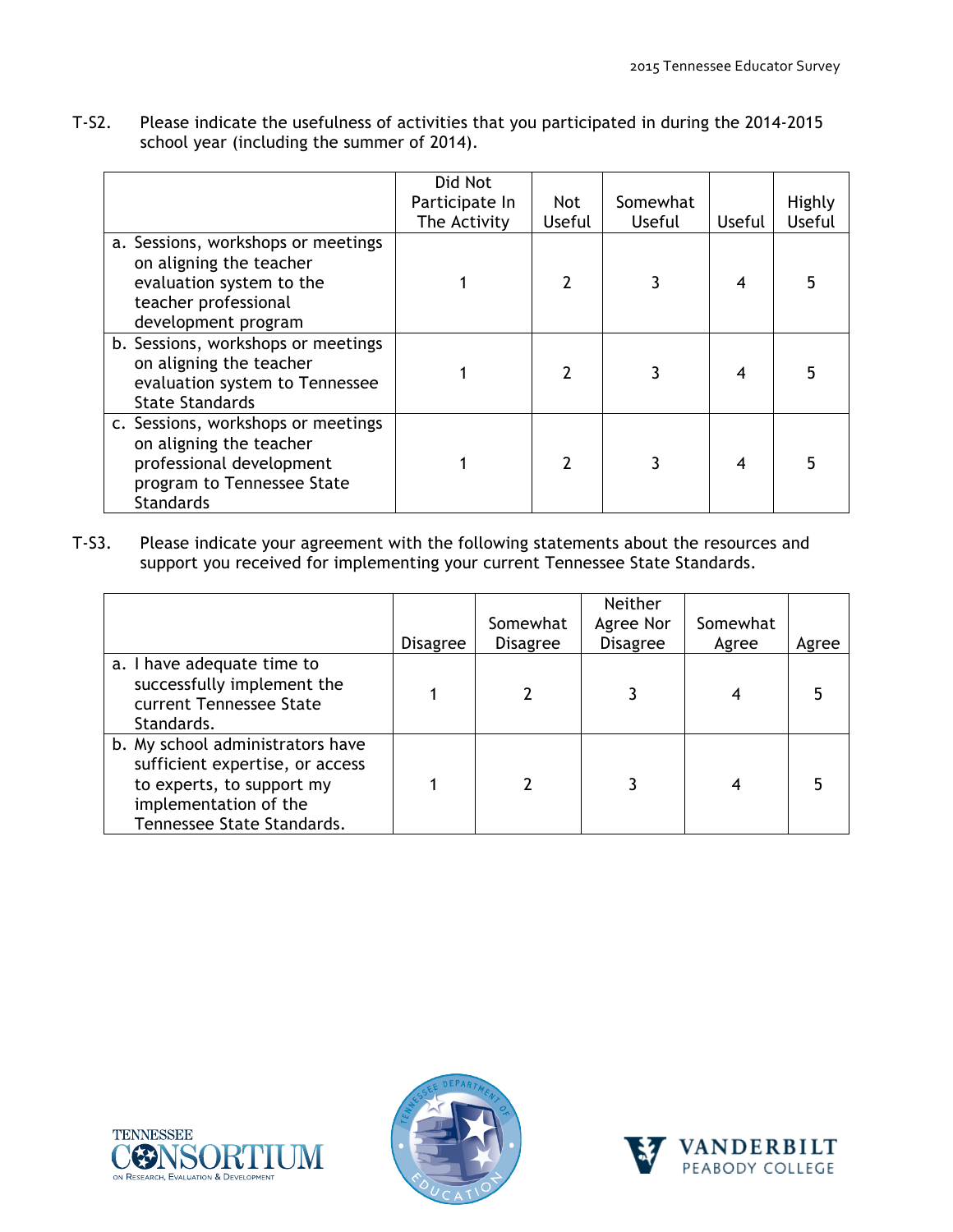T-S2. Please indicate the usefulness of activities that you participated in during the 2014-2015 school year (including the summer of 2014).

| | Did Not Participate In The Activity | Not Useful | Somewhat Useful | Useful | Highly Useful |
|---|---|---|---|---|---|
| a. Sessions, workshops or meetings on aligning the teacher evaluation system to the teacher professional development program | 1 | 2 | 3 | 4 | 5 |
| b. Sessions, workshops or meetings on aligning the teacher evaluation system to Tennessee State Standards | 1 | 2 | 3 | 4 | 5 |
| c. Sessions, workshops or meetings on aligning the teacher professional development program to Tennessee State Standards | 1 | 2 | 3 | 4 | 5 |

T-S3. Please indicate your agreement with the following statements about the resources and support you received for implementing your current Tennessee State Standards.

| | Disagree | Somewhat Disagree | Neither Agree Nor Disagree | Somewhat Agree | Agree |
|---|---|---|---|---|---|
| a. I have adequate time to successfully implement the current Tennessee State Standards. | 1 | 2 | 3 | 4 | 5 |
| b. My school administrators have sufficient expertise, or access to experts, to support my implementation of the Tennessee State Standards. | 1 | 2 | 3 | 4 | 5 |